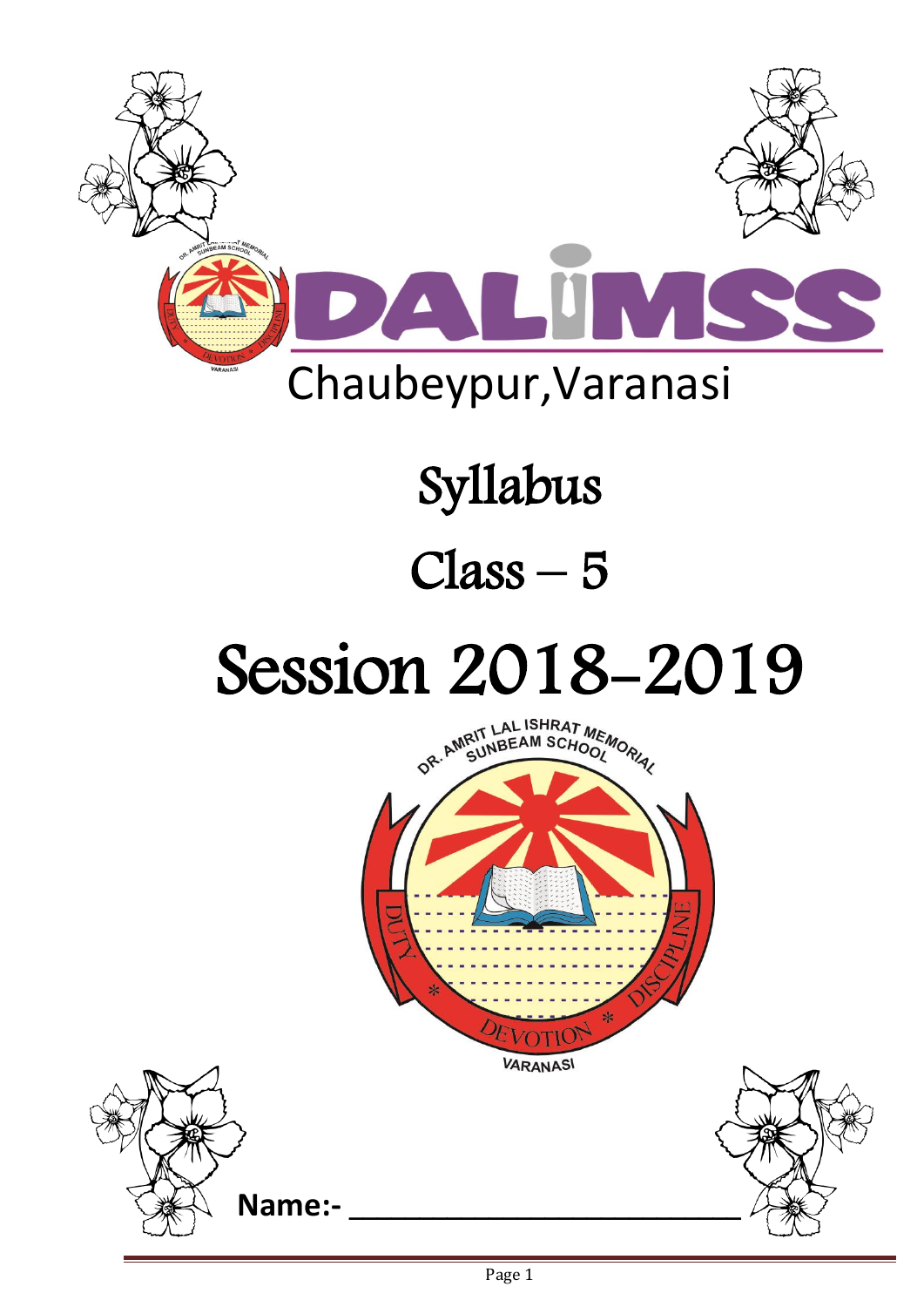# DALIMSS

Chaubeypur,Varanasi

# Syllabus

# Class – 5

# Session 2018-2019

DR. AMRIT LAL ISHRAT MEMORIAL SUNBEAM SCHOOL

DUTY * DEVOTION * DISCIPLINE

VARANASI

**Name:-** ____________________________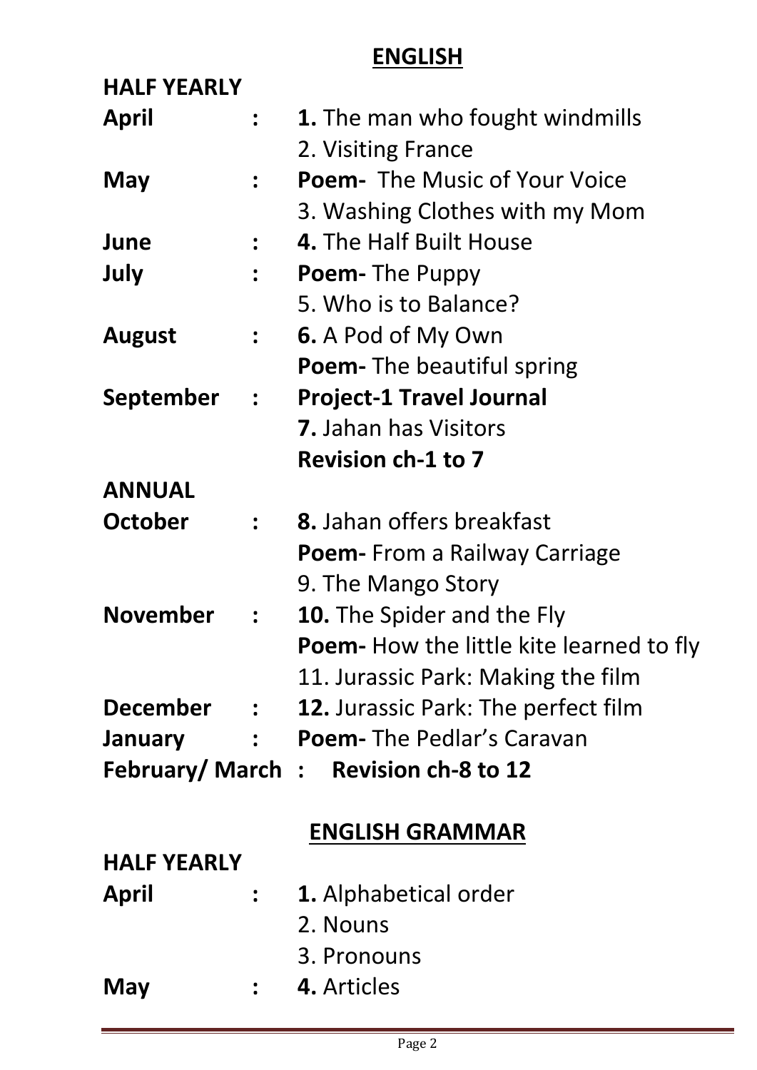## ENGLISH

**HALF YEARLY**

| | | |
|---|---|---|
| **April** | : | **1.** The man who fought windmills |
| | | 2. Visiting France |
| **May** | : | **Poem-** The Music of Your Voice |
| | | 3. Washing Clothes with my Mom |
| **June** | : | **4.** The Half Built House |
| **July** | : | **Poem-** The Puppy |
| | | 5. Who is to Balance? |
| **August** | : | **6.** A Pod of My Own |
| | | **Poem-** The beautiful spring |
| **September** | : | **Project-1 Travel Journal** |
| | | **7.** Jahan has Visitors |
| | | **Revision ch-1 to 7** |

**ANNUAL**

| | | |
|---|---|---|
| **October** | : | **8.** Jahan offers breakfast |
| | | **Poem-** From a Railway Carriage |
| | | 9. The Mango Story |
| **November** | : | **10.** The Spider and the Fly |
| | | **Poem-** How the little kite learned to fly |
| | | 11. Jurassic Park: Making the film |
| **December** | : | **12.** Jurassic Park: The perfect film |
| **January** | : | **Poem-** The Pedlar's Caravan |
| **February/ March** | : | **Revision ch-8 to 12** |

## ENGLISH GRAMMAR

**HALF YEARLY**

| | | |
|---|---|---|
| **April** | : | **1.** Alphabetical order |
| | | 2. Nouns |
| | | 3. Pronouns |
| **May** | : | **4.** Articles |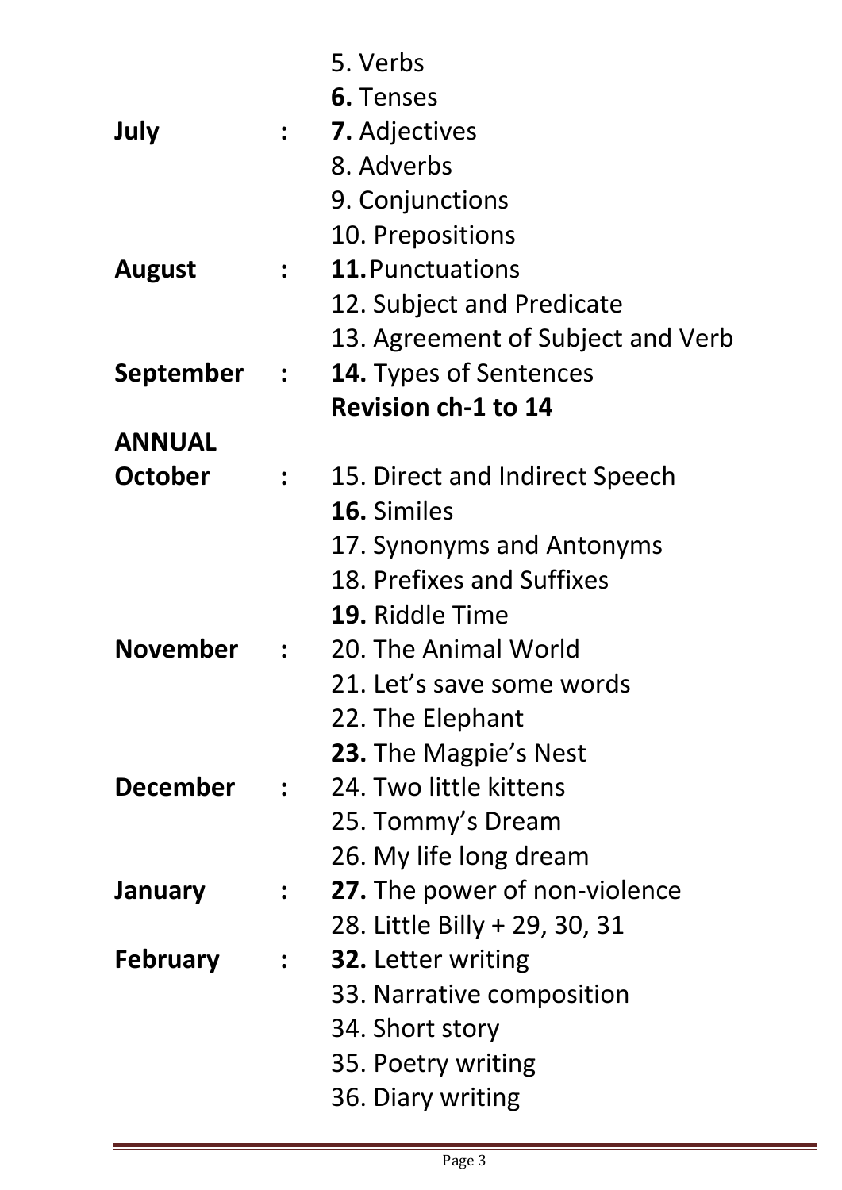| | | |
|---|---|---|
| | | 5. Verbs |
| | | **6.** Tenses |
| **July** | **:** | **7.** Adjectives |
| | | 8. Adverbs |
| | | 9. Conjunctions |
| | | 10. Prepositions |
| **August** | **:** | **11.** Punctuations |
| | | 12. Subject and Predicate |
| | | 13. Agreement of Subject and Verb |
| **September** | **:** | **14.** Types of Sentences |
| | | **Revision ch-1 to 14** |
| **ANNUAL** | | |
| **October** | **:** | 15. Direct and Indirect Speech |
| | | **16.** Similes |
| | | 17. Synonyms and Antonyms |
| | | 18. Prefixes and Suffixes |
| | | **19.** Riddle Time |
| **November** | **:** | 20. The Animal World |
| | | 21. Let's save some words |
| | | 22. The Elephant |
| | | **23.** The Magpie's Nest |
| **December** | **:** | 24. Two little kittens |
| | | 25. Tommy's Dream |
| | | 26. My life long dream |
| **January** | **:** | **27.** The power of non-violence |
| | | 28. Little Billy + 29, 30, 31 |
| **February** | **:** | **32.** Letter writing |
| | | 33. Narrative composition |
| | | 34. Short story |
| | | 35. Poetry writing |
| | | 36. Diary writing |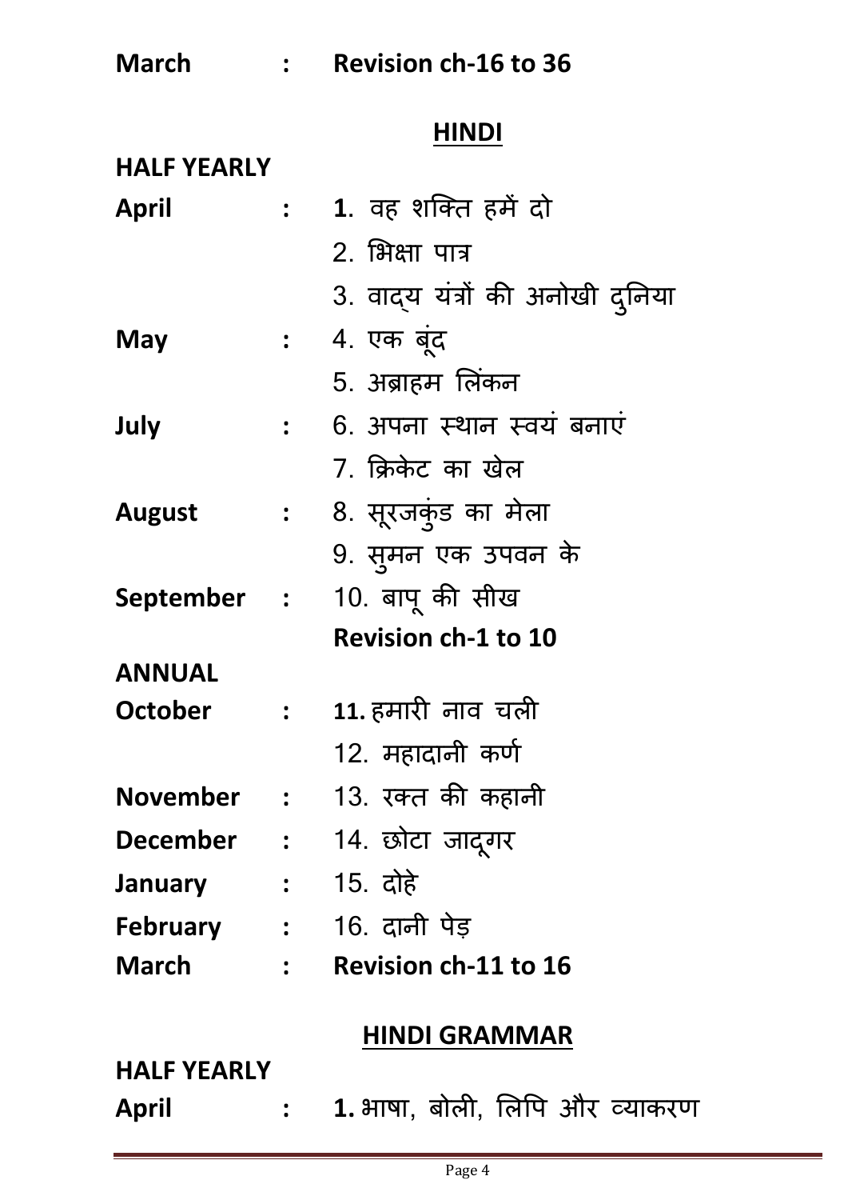**March : Revision ch-16 to 36**

## HINDI

**HALF YEARLY**

| | | |
|---|---|---|
| **April** | : | **1**. वह शक्ति हमें दो |
| | | 2. भिक्षा पात्र |
| | | 3. वाद्य यंत्रों की अनोखी दुनिया |
| **May** | : | 4. एक बूंद |
| | | 5. अब्राहम लिंकन |
| **July** | : | 6. अपना स्थान स्वयं बनाएं |
| | | 7. क्रिकेट का खेल |
| **August** | : | 8. सूरजकुंड का मेला |
| | | 9. सुमन एक उपवन के |
| **September** | : | 10. बापू की सीख |
| | | **Revision ch-1 to 10** |

**ANNUAL**

| | | |
|---|---|---|
| **October** | : | **11.** हमारी नाव चली |
| | | 12. महादानी कर्ण |
| **November** | : | 13. रक्त की कहानी |
| **December** | : | 14. छोटा जादूगर |
| **January** | : | 15. दोहे |
| **February** | : | 16. दानी पेड़ |
| **March** | : | **Revision ch-11 to 16** |

## HINDI GRAMMAR

**HALF YEARLY**

| | | |
|---|---|---|
| **April** | : | **1.** भाषा, बोली, लिपि और व्याकरण |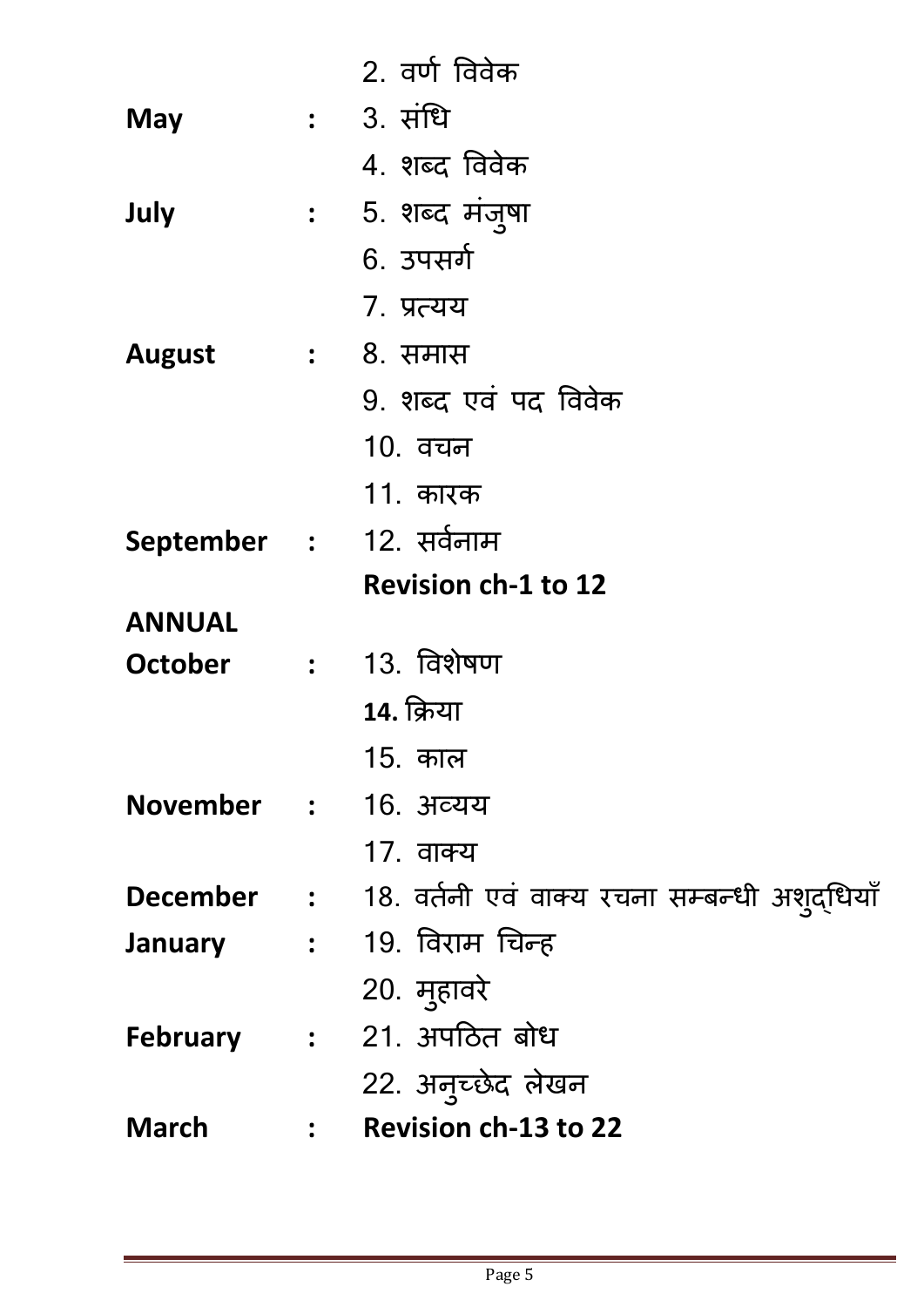| | | |
|---|---|---|
| | | 2. वर्ण विवेक |
| **May** | **:** | 3. संधि |
| | | 4. शब्द विवेक |
| **July** | **:** | 5. शब्द मंजुषा |
| | | 6. उपसर्ग |
| | | 7. प्रत्यय |
| **August** | **:** | 8. समास |
| | | 9. शब्द एवं पद विवेक |
| | | 10. वचन |
| | | 11. कारक |
| **September** | **:** | 12. सर्वनाम |
| | | **Revision ch-1 to 12** |
| **ANNUAL** | | |
| **October** | **:** | 13. विशेषण |
| | | **14.** क्रिया |
| | | 15. काल |
| **November** | **:** | 16. अव्यय |
| | | 17. वाक्य |
| **December** | **:** | 18. वर्तनी एवं वाक्य रचना सम्बन्धी अशुद्धियाँ |
| **January** | **:** | 19. विराम चिन्ह |
| | | 20. मुहावरे |
| **February** | **:** | 21. अपठित बोध |
| | | 22. अनुच्छेद लेखन |
| **March** | **:** | **Revision ch-13 to 22** |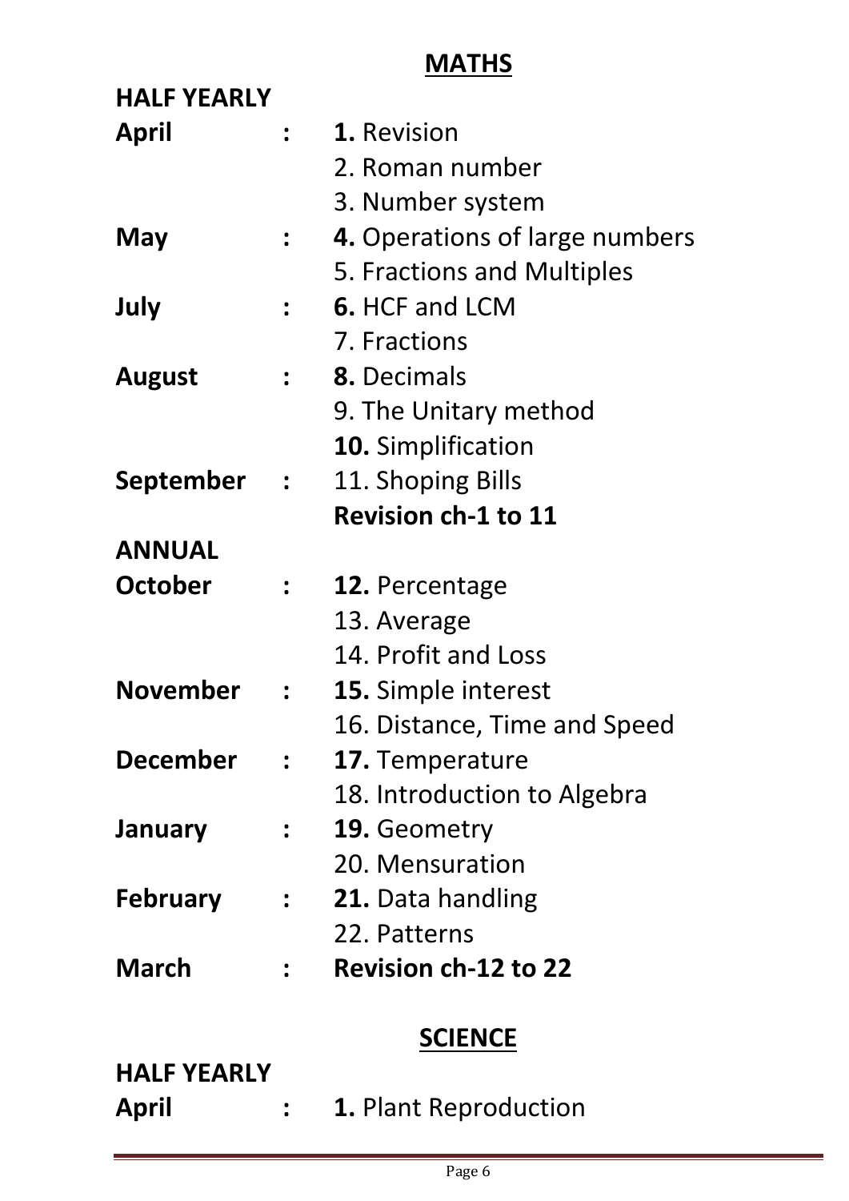# MATHS

**HALF YEARLY**

| | | |
|---|---|---|
| **April** | **:** | **1.** Revision |
| | | 2. Roman number |
| | | 3. Number system |
| **May** | **:** | **4.** Operations of large numbers |
| | | 5. Fractions and Multiples |
| **July** | **:** | **6.** HCF and LCM |
| | | 7. Fractions |
| **August** | **:** | **8.** Decimals |
| | | 9. The Unitary method |
| | | **10.** Simplification |
| **September** | **:** | 11. Shoping Bills |
| | | **Revision ch-1 to 11** |

**ANNUAL**

| | | |
|---|---|---|
| **October** | **:** | **12.** Percentage |
| | | 13. Average |
| | | 14. Profit and Loss |
| **November** | **:** | **15.** Simple interest |
| | | 16. Distance, Time and Speed |
| **December** | **:** | **17.** Temperature |
| | | 18. Introduction to Algebra |
| **January** | **:** | **19.** Geometry |
| | | 20. Mensuration |
| **February** | **:** | **21.** Data handling |
| | | 22. Patterns |
| **March** | **:** | **Revision ch-12 to 22** |

# SCIENCE

**HALF YEARLY**

| | | |
|---|---|---|
| **April** | **:** | **1.** Plant Reproduction |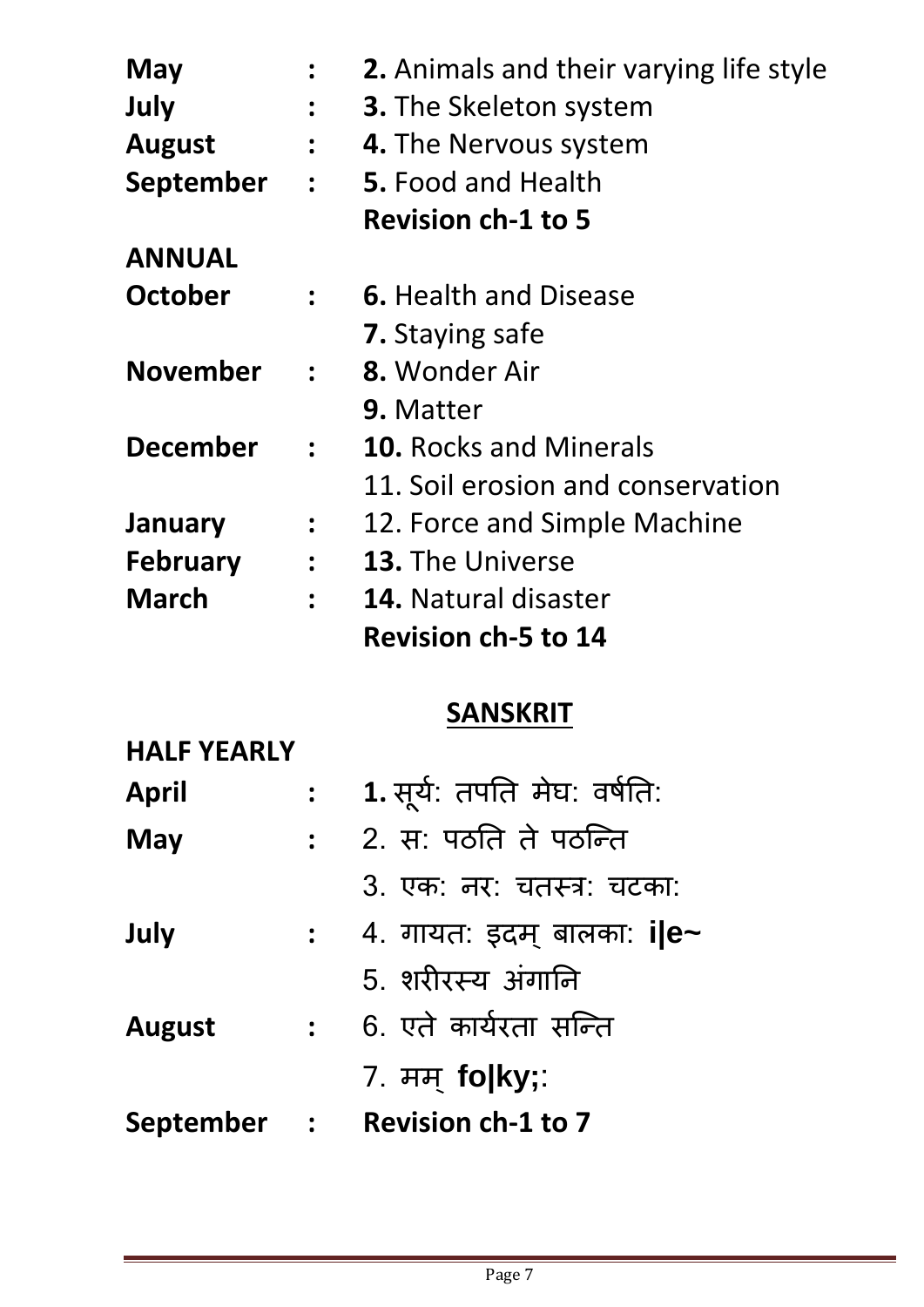| | | |
|---|---|---|
| **May** | : | **2.** Animals and their varying life style |
| **July** | : | **3.** The Skeleton system |
| **August** | : | **4.** The Nervous system |
| **September** | : | **5.** Food and Health |
| | | **Revision ch-1 to 5** |
| **ANNUAL** | | |
| **October** | : | **6.** Health and Disease |
| | | **7.** Staying safe |
| **November** | : | **8.** Wonder Air |
| | | **9.** Matter |
| **December** | : | **10.** Rocks and Minerals |
| | | 11. Soil erosion and conservation |
| **January** | : | 12. Force and Simple Machine |
| **February** | : | **13.** The Universe |
| **March** | : | **14.** Natural disaster |
| | | **Revision ch-5 to 14** |

## SANSKRIT

**HALF YEARLY**

| | | |
|---|---|---|
| **April** | : | **1.** सूर्य: तपति मेघ: वर्षति: |
| **May** | : | 2. स: पठति ते पठन्ति |
| | | 3. एक: नर: चतस्त्र: चटका: |
| **July** | : | 4. गायत: इदम् बालका: **i\|e~** |
| | | 5. शरीरस्य अंगानि |
| **August** | : | 6. एते कार्यरता सन्ति |
| | | 7. मम् **fo\|ky;**: |
| **September** | : | **Revision ch-1 to 7** |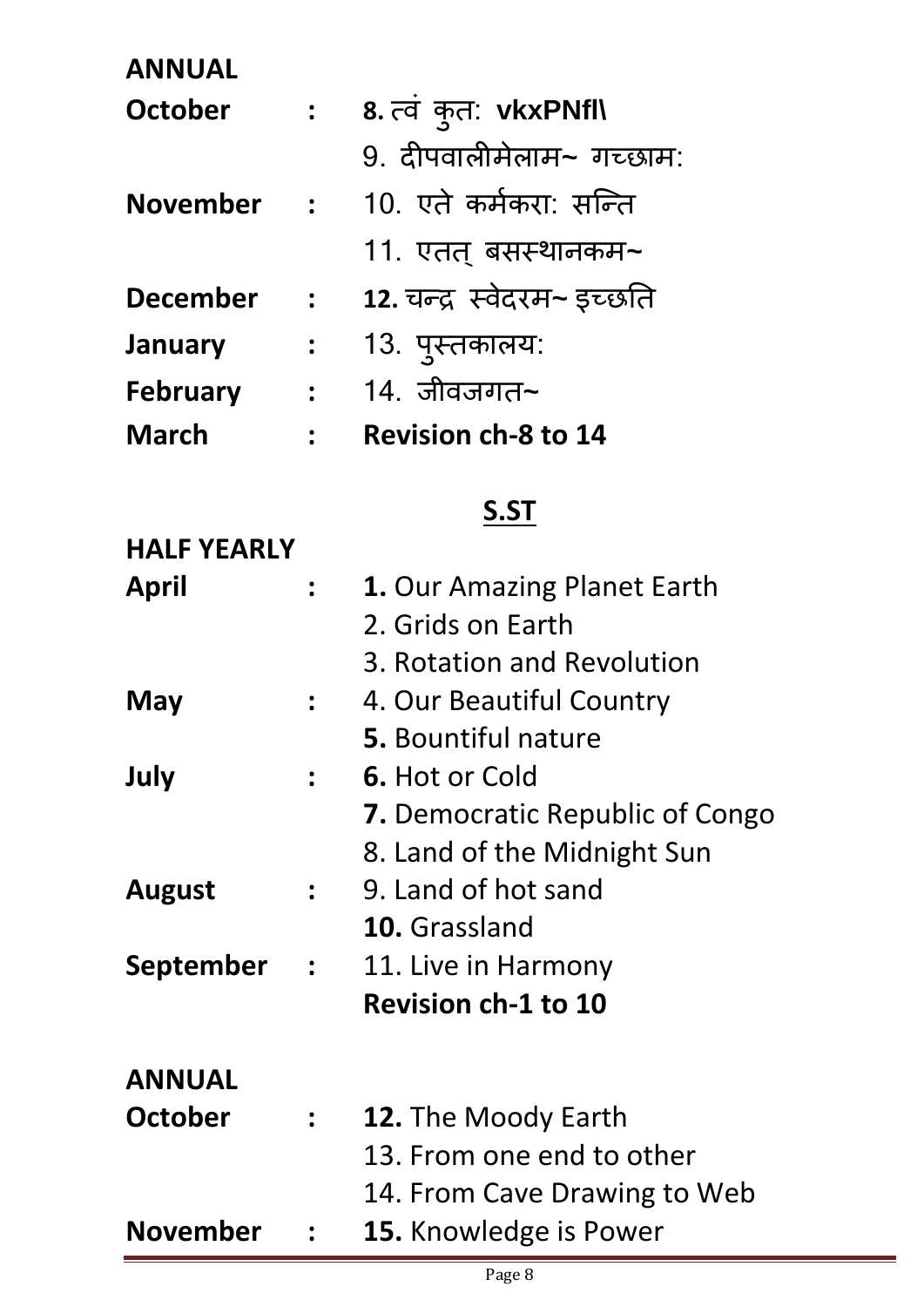**ANNUAL**

| | | |
|---|---|---|
| **October** | : | **8.** त्वं कुत: **vkxPNfl\** |
| | | 9. दीपवालीमेलाम~ गच्छाम: |
| **November** | : | 10. एते कर्मकरा: सन्ति |
| | | 11. एतत् बसस्थानकम~ |
| **December** | : | **12.** चन्द्र स्वेदरम~ इच्छति |
| **January** | : | 13. पुस्तकालय: |
| **February** | : | 14. जीवजगत~ |
| **March** | : | **Revision ch-8 to 14** |

## S.ST

**HALF YEARLY**

| | | |
|---|---|---|
| **April** | : | **1.** Our Amazing Planet Earth |
| | | 2. Grids on Earth |
| | | 3. Rotation and Revolution |
| **May** | : | 4. Our Beautiful Country |
| | | **5.** Bountiful nature |
| **July** | : | **6.** Hot or Cold |
| | | **7.** Democratic Republic of Congo |
| | | 8. Land of the Midnight Sun |
| **August** | : | 9. Land of hot sand |
| | | **10.** Grassland |
| **September** | : | 11. Live in Harmony |
| | | **Revision ch-1 to 10** |

**ANNUAL**

| | | |
|---|---|---|
| **October** | : | **12.** The Moody Earth |
| | | 13. From one end to other |
| | | 14. From Cave Drawing to Web |
| **November** | : | **15.** Knowledge is Power |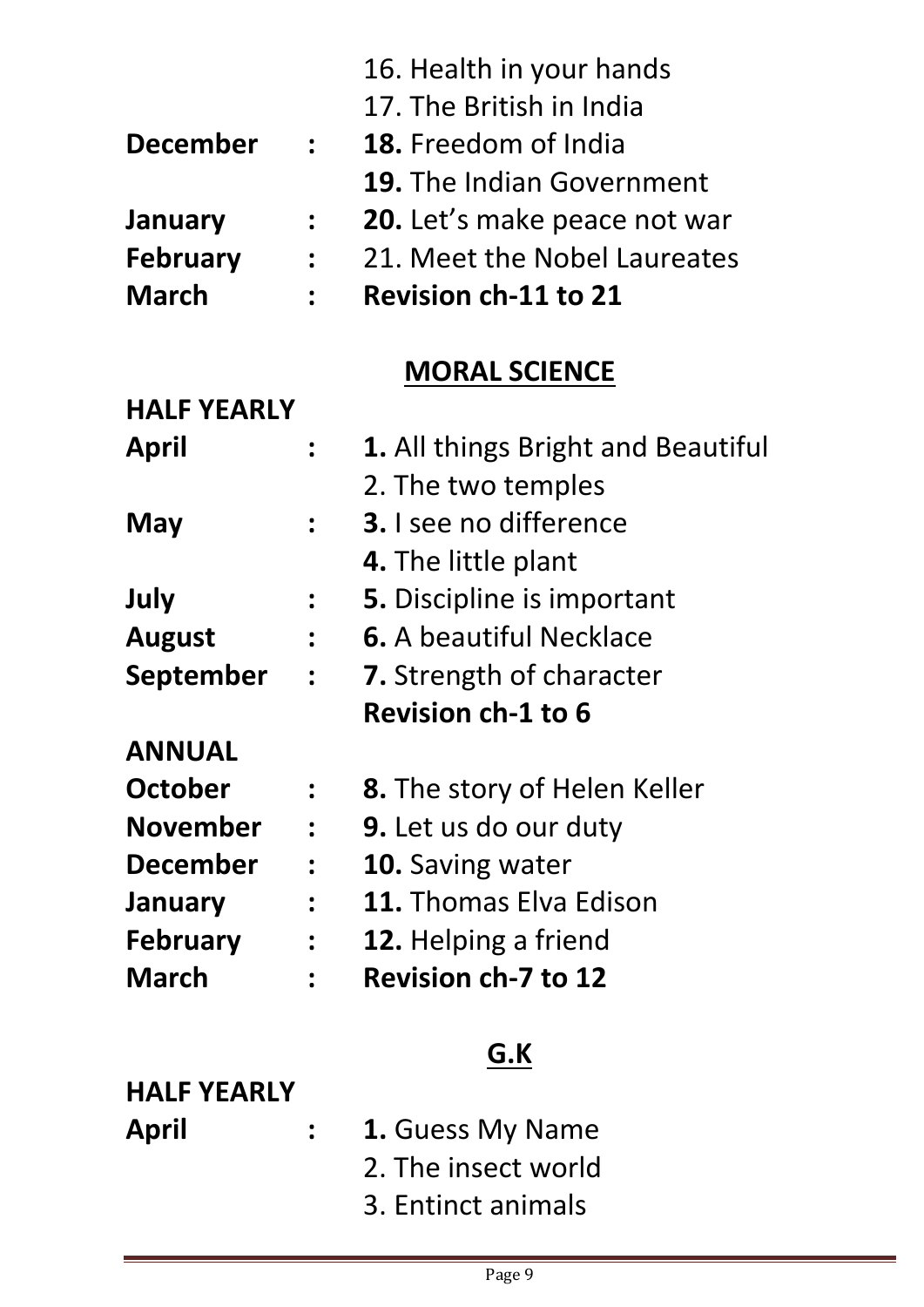| | | |
|---|---|---|
| | | 16. Health in your hands |
| | | 17. The British in India |
| **December** | **:** | **18.** Freedom of India |
| | | **19.** The Indian Government |
| **January** | **:** | **20.** Let's make peace not war |
| **February** | **:** | 21. Meet the Nobel Laureates |
| **March** | **:** | **Revision ch-11 to 21** |

## MORAL SCIENCE

**HALF YEARLY**

| | | |
|---|---|---|
| **April** | **:** | **1.** All things Bright and Beautiful |
| | | 2. The two temples |
| **May** | **:** | **3.** I see no difference |
| | | **4.** The little plant |
| **July** | **:** | **5.** Discipline is important |
| **August** | **:** | **6.** A beautiful Necklace |
| **September** | **:** | **7.** Strength of character |
| | | **Revision ch-1 to 6** |

**ANNUAL**

| | | |
|---|---|---|
| **October** | **:** | **8.** The story of Helen Keller |
| **November** | **:** | **9.** Let us do our duty |
| **December** | **:** | **10.** Saving water |
| **January** | **:** | **11.** Thomas Elva Edison |
| **February** | **:** | **12.** Helping a friend |
| **March** | **:** | **Revision ch-7 to 12** |

## G.K

**HALF YEARLY**

| | | |
|---|---|---|
| **April** | **:** | **1.** Guess My Name |
| | | 2. The insect world |
| | | 3. Entinct animals |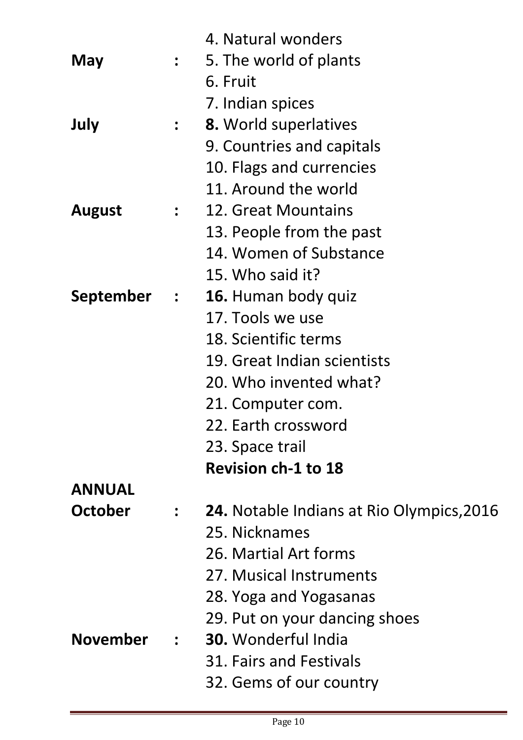| | | |
|---|---|---|
| | | 4. Natural wonders |
| **May** | **:** | 5. The world of plants |
| | | 6. Fruit |
| | | 7. Indian spices |
| **July** | **:** | **8.** World superlatives |
| | | 9. Countries and capitals |
| | | 10. Flags and currencies |
| | | 11. Around the world |
| **August** | **:** | 12. Great Mountains |
| | | 13. People from the past |
| | | 14. Women of Substance |
| | | 15. Who said it? |
| **September** | **:** | **16.** Human body quiz |
| | | 17. Tools we use |
| | | 18. Scientific terms |
| | | 19. Great Indian scientists |
| | | 20. Who invented what? |
| | | 21. Computer com. |
| | | 22. Earth crossword |
| | | 23. Space trail |
| | | **Revision ch-1 to 18** |
| **ANNUAL** | | |
| **October** | **:** | **24.** Notable Indians at Rio Olympics,2016 |
| | | 25. Nicknames |
| | | 26. Martial Art forms |
| | | 27. Musical Instruments |
| | | 28. Yoga and Yogasanas |
| | | 29. Put on your dancing shoes |
| **November** | **:** | **30.** Wonderful India |
| | | 31. Fairs and Festivals |
| | | 32. Gems of our country |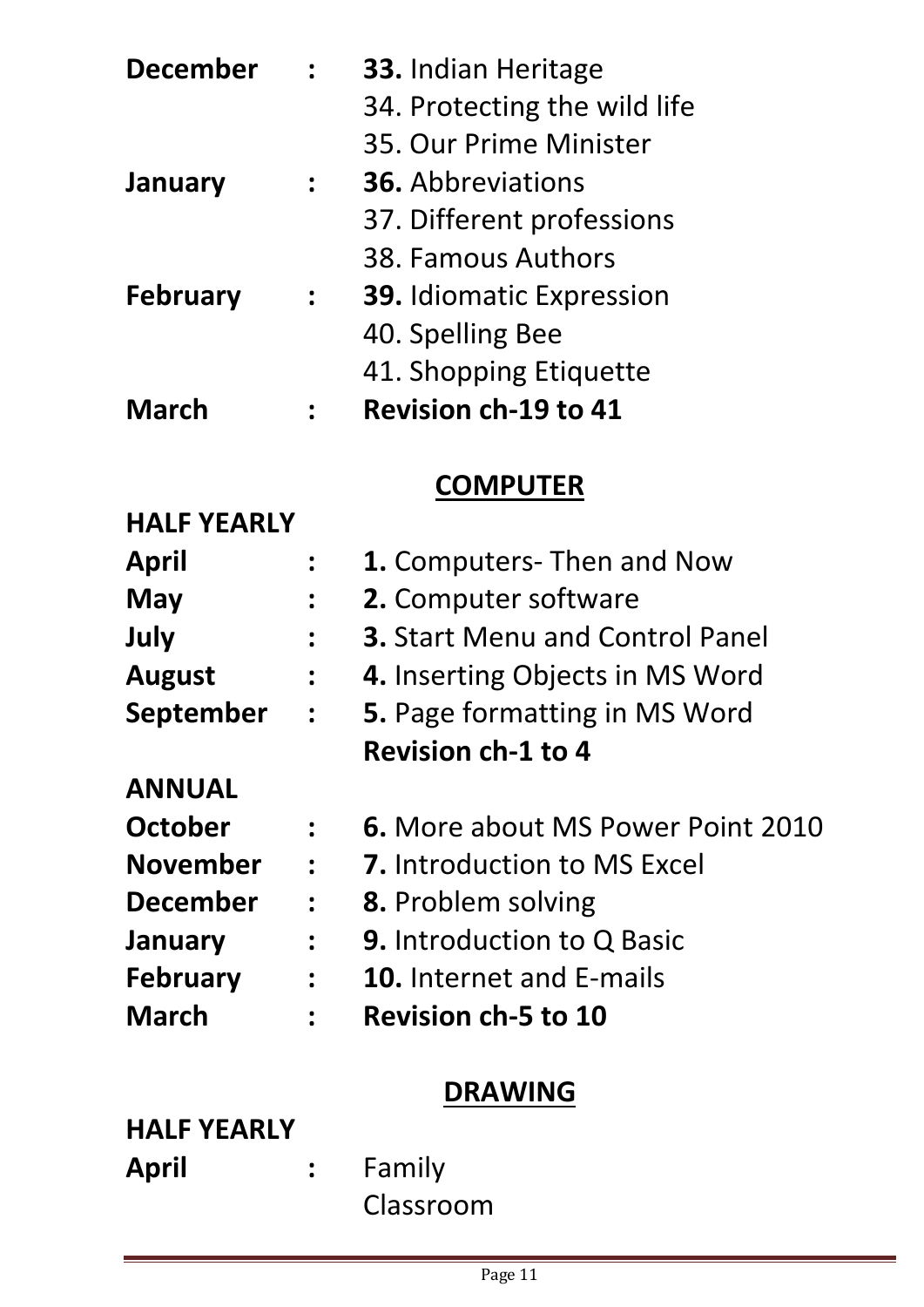**December** : **33.** Indian Heritage
34. Protecting the wild life
35. Our Prime Minister

**January** : **36.** Abbreviations
37. Different professions
38. Famous Authors

**February** : **39.** Idiomatic Expression
40. Spelling Bee
41. Shopping Etiquette

**March** : **Revision ch-19 to 41**

## COMPUTER

**HALF YEARLY**

**April** : **1.** Computers- Then and Now

**May** : **2.** Computer software

**July** : **3.** Start Menu and Control Panel

**August** : **4.** Inserting Objects in MS Word

**September** : **5.** Page formatting in MS Word
**Revision ch-1 to 4**

**ANNUAL**

**October** : **6.** More about MS Power Point 2010

**November** : **7.** Introduction to MS Excel

**December** : **8.** Problem solving

**January** : **9.** Introduction to Q Basic

**February** : **10.** Internet and E-mails

**March** : **Revision ch-5 to 10**

## DRAWING

**HALF YEARLY**

**April** : Family
Classroom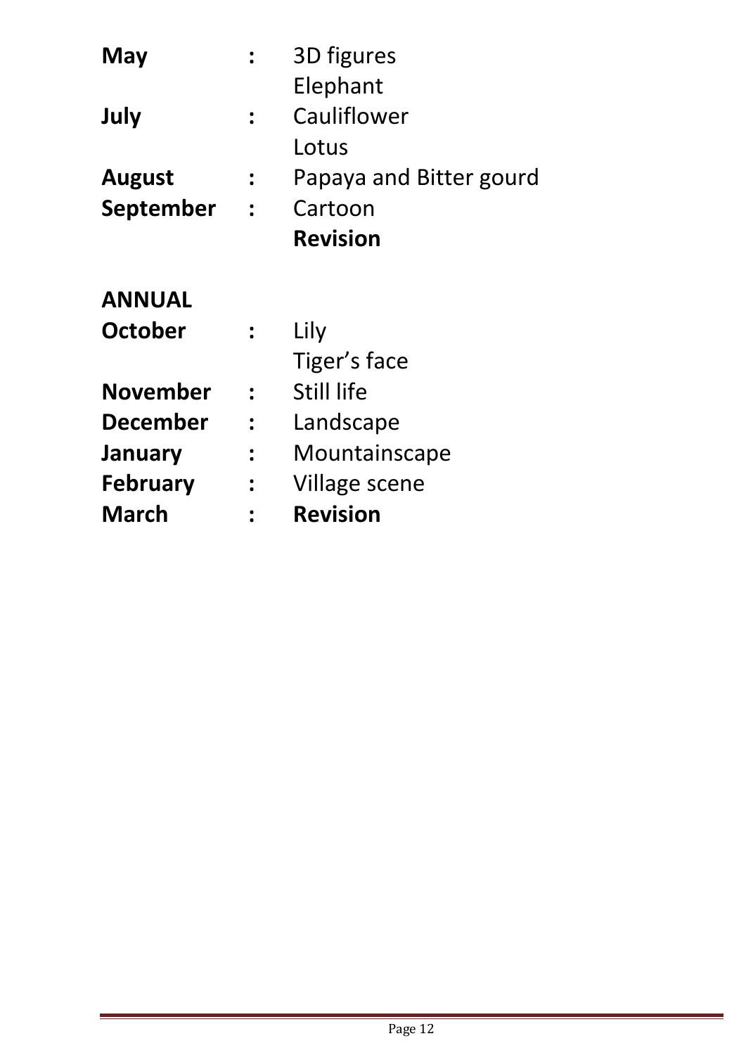| | | |
|---|---|---|
| **May** | **:** | 3D figures |
| | | Elephant |
| **July** | **:** | Cauliflower |
| | | Lotus |
| **August** | **:** | Papaya and Bitter gourd |
| **September** | **:** | Cartoon |
| | | **Revision** |

**ANNUAL**

| | | |
|---|---|---|
| **October** | **:** | Lily |
| | | Tiger's face |
| **November** | **:** | Still life |
| **December** | **:** | Landscape |
| **January** | **:** | Mountainscape |
| **February** | **:** | Village scene |
| **March** | **:** | **Revision** |